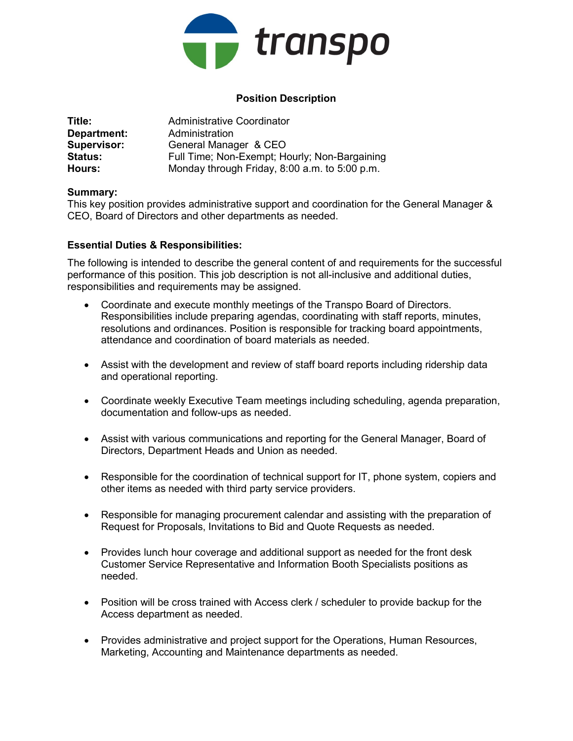transpo

## Position Description

| | |
|---|---|
| **Title:** | Administrative Coordinator |
| **Department:** | Administration |
| **Supervisor:** | General Manager & CEO |
| **Status:** | Full Time; Non-Exempt; Hourly; Non-Bargaining |
| **Hours:** | Monday through Friday, 8:00 a.m. to 5:00 p.m. |

**Summary:**
This key position provides administrative support and coordination for the General Manager & CEO, Board of Directors and other departments as needed.

**Essential Duties & Responsibilities:**

The following is intended to describe the general content of and requirements for the successful performance of this position. This job description is not all-inclusive and additional duties, responsibilities and requirements may be assigned.

- Coordinate and execute monthly meetings of the Transpo Board of Directors. Responsibilities include preparing agendas, coordinating with staff reports, minutes, resolutions and ordinances. Position is responsible for tracking board appointments, attendance and coordination of board materials as needed.

- Assist with the development and review of staff board reports including ridership data and operational reporting.

- Coordinate weekly Executive Team meetings including scheduling, agenda preparation, documentation and follow-ups as needed.

- Assist with various communications and reporting for the General Manager, Board of Directors, Department Heads and Union as needed.

- Responsible for the coordination of technical support for IT, phone system, copiers and other items as needed with third party service providers.

- Responsible for managing procurement calendar and assisting with the preparation of Request for Proposals, Invitations to Bid and Quote Requests as needed.

- Provides lunch hour coverage and additional support as needed for the front desk Customer Service Representative and Information Booth Specialists positions as needed.

- Position will be cross trained with Access clerk / scheduler to provide backup for the Access department as needed.

- Provides administrative and project support for the Operations, Human Resources, Marketing, Accounting and Maintenance departments as needed.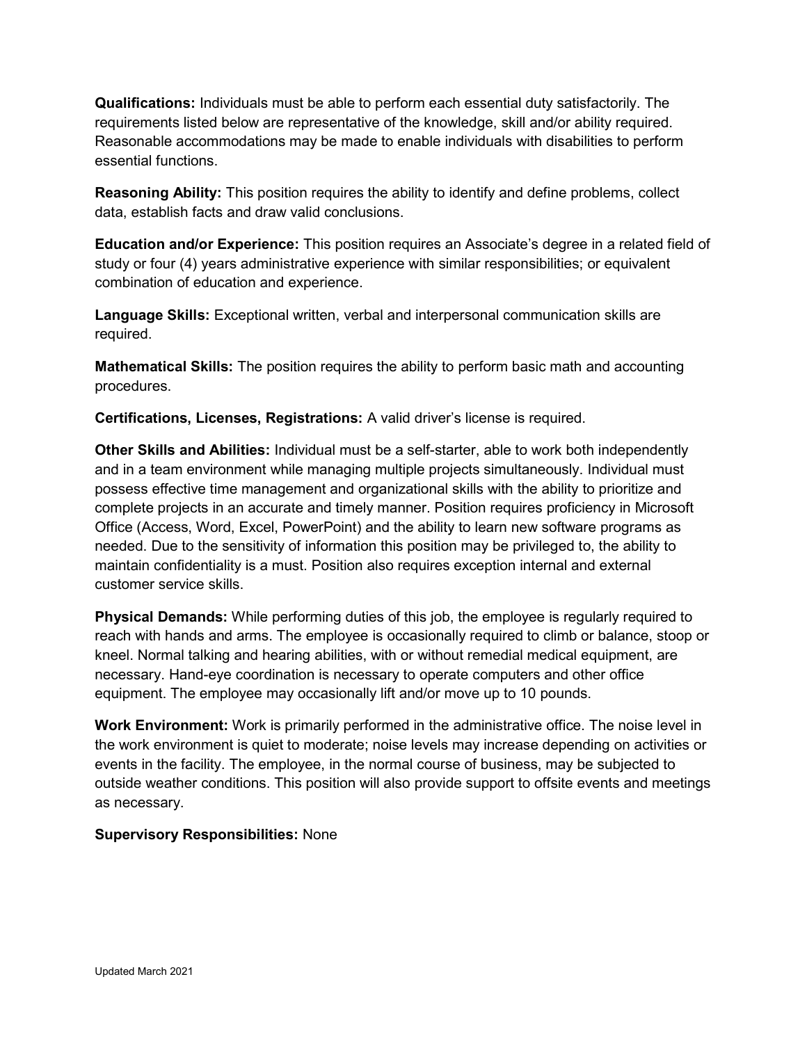**Qualifications:** Individuals must be able to perform each essential duty satisfactorily. The requirements listed below are representative of the knowledge, skill and/or ability required. Reasonable accommodations may be made to enable individuals with disabilities to perform essential functions.

**Reasoning Ability:** This position requires the ability to identify and define problems, collect data, establish facts and draw valid conclusions.

**Education and/or Experience:** This position requires an Associate's degree in a related field of study or four (4) years administrative experience with similar responsibilities; or equivalent combination of education and experience.

**Language Skills:** Exceptional written, verbal and interpersonal communication skills are required.

**Mathematical Skills:** The position requires the ability to perform basic math and accounting procedures.

**Certifications, Licenses, Registrations:** A valid driver's license is required.

**Other Skills and Abilities:** Individual must be a self-starter, able to work both independently and in a team environment while managing multiple projects simultaneously. Individual must possess effective time management and organizational skills with the ability to prioritize and complete projects in an accurate and timely manner. Position requires proficiency in Microsoft Office (Access, Word, Excel, PowerPoint) and the ability to learn new software programs as needed. Due to the sensitivity of information this position may be privileged to, the ability to maintain confidentiality is a must. Position also requires exception internal and external customer service skills.

**Physical Demands:** While performing duties of this job, the employee is regularly required to reach with hands and arms. The employee is occasionally required to climb or balance, stoop or kneel. Normal talking and hearing abilities, with or without remedial medical equipment, are necessary. Hand-eye coordination is necessary to operate computers and other office equipment. The employee may occasionally lift and/or move up to 10 pounds.

**Work Environment:** Work is primarily performed in the administrative office. The noise level in the work environment is quiet to moderate; noise levels may increase depending on activities or events in the facility. The employee, in the normal course of business, may be subjected to outside weather conditions. This position will also provide support to offsite events and meetings as necessary.

**Supervisory Responsibilities:** None

Updated March 2021